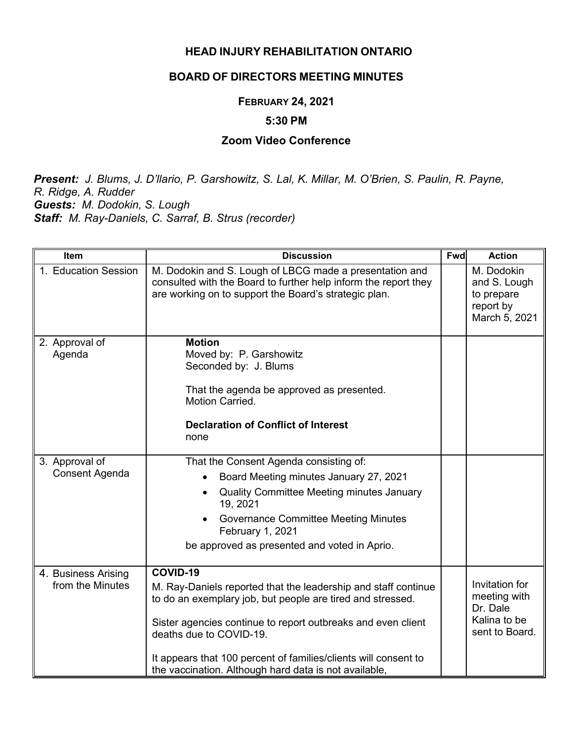# HEAD INJURY REHABILITATION ONTARIO

## BOARD OF DIRECTORS MEETING MINUTES

**FEBRUARY 24, 2021**

**5:30 PM**

**Zoom Video Conference**

***Present:*** *J. Blums, J. D'Ilario, P. Garshowitz, S. Lal, K. Millar, M. O'Brien, S. Paulin, R. Payne, R. Ridge, A. Rudder*
***Guests:*** *M. Dodokin, S. Lough*
***Staff:*** *M. Ray-Daniels, C. Sarraf, B. Strus (recorder)*

| Item | Discussion | Fwd | Action |
|---|---|---|---|
| 1. Education Session | M. Dodokin and S. Lough of LBCG made a presentation and consulted with the Board to further help inform the report they are working on to support the Board's strategic plan. | | M. Dodokin and S. Lough to prepare report by March 5, 2021 |
| 2. Approval of Agenda | **Motion**<br>Moved by: P. Garshowitz<br>Seconded by: J. Blums<br><br>That the agenda be approved as presented.<br>Motion Carried.<br><br>**Declaration of Conflict of Interest**<br>none | | |
| 3. Approval of Consent Agenda | That the Consent Agenda consisting of:<br>• Board Meeting minutes January 27, 2021<br>• Quality Committee Meeting minutes January 19, 2021<br>• Governance Committee Meeting Minutes February 1, 2021<br><br>be approved as presented and voted in Aprio. | | |
| 4. Business Arising from the Minutes | **COVID-19**<br>M. Ray-Daniels reported that the leadership and staff continue to do an exemplary job, but people are tired and stressed.<br><br>Sister agencies continue to report outbreaks and even client deaths due to COVID-19.<br><br>It appears that 100 percent of families/clients will consent to the vaccination. Although hard data is not available, | | Invitation for meeting with Dr. Dale Kalina to be sent to Board. |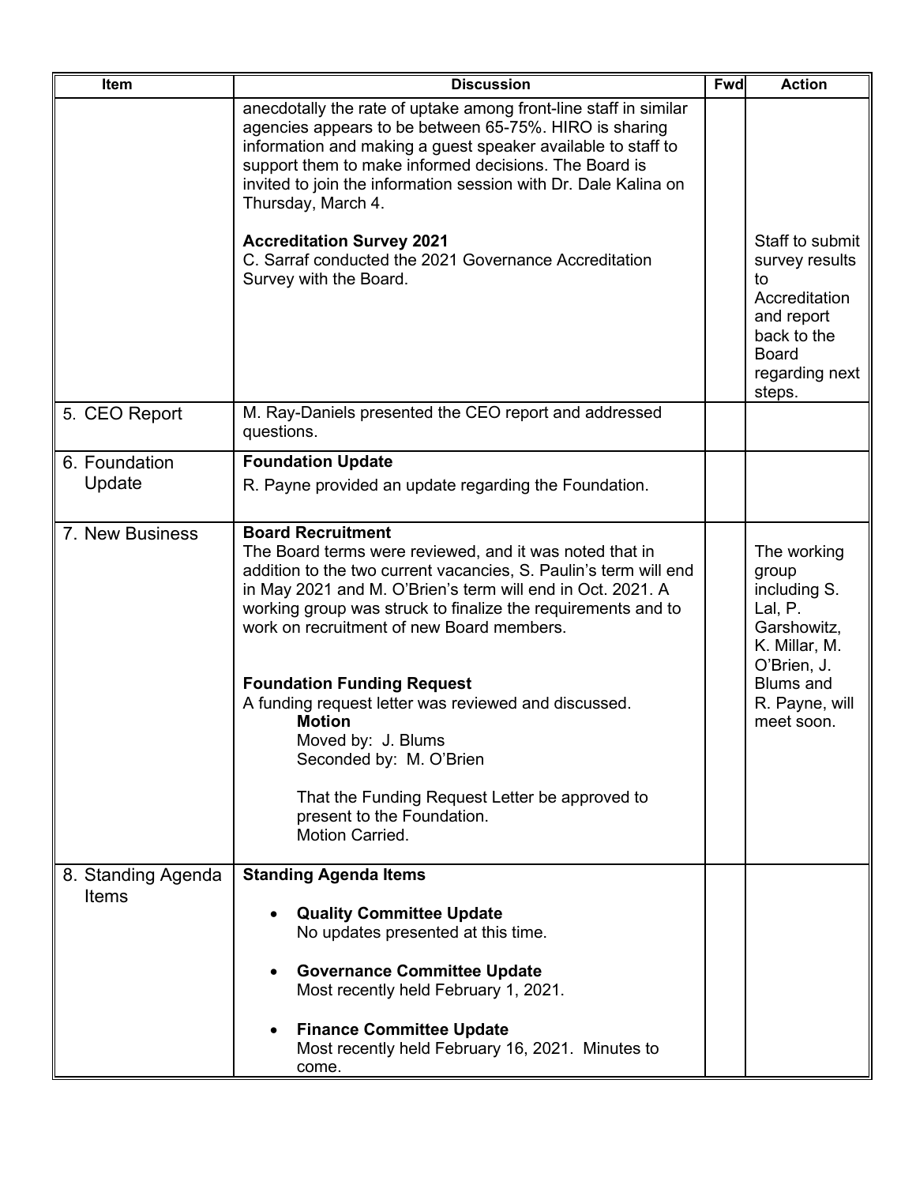| Item | Discussion | Fwd | Action |
|---|---|---|---|
| | anecdotally the rate of uptake among front-line staff in similar agencies appears to be between 65-75%. HIRO is sharing information and making a guest speaker available to staff to support them to make informed decisions. The Board is invited to join the information session with Dr. Dale Kalina on Thursday, March 4.<br><br>**Accreditation Survey 2021**<br>C. Sarraf conducted the 2021 Governance Accreditation Survey with the Board. | | Staff to submit survey results to Accreditation and report back to the Board regarding next steps. |
| 5. CEO Report | M. Ray-Daniels presented the CEO report and addressed questions. | | |
| 6. Foundation Update | **Foundation Update**<br>R. Payne provided an update regarding the Foundation. | | |
| 7. New Business | **Board Recruitment**<br>The Board terms were reviewed, and it was noted that in addition to the two current vacancies, S. Paulin's term will end in May 2021 and M. O'Brien's term will end in Oct. 2021. A working group was struck to finalize the requirements and to work on recruitment of new Board members.<br><br>**Foundation Funding Request**<br>A funding request letter was reviewed and discussed.<br>**Motion**<br>Moved by: J. Blums<br>Seconded by: M. O'Brien<br><br>That the Funding Request Letter be approved to present to the Foundation.<br>Motion Carried. | | The working group including S. Lal, P. Garshowitz, K. Millar, M. O'Brien, J. Blums and R. Payne, will meet soon. |
| 8. Standing Agenda Items | **Standing Agenda Items**<br><br>• **Quality Committee Update**<br>No updates presented at this time.<br><br>• **Governance Committee Update**<br>Most recently held February 1, 2021.<br><br>• **Finance Committee Update**<br>Most recently held February 16, 2021. Minutes to come. | | |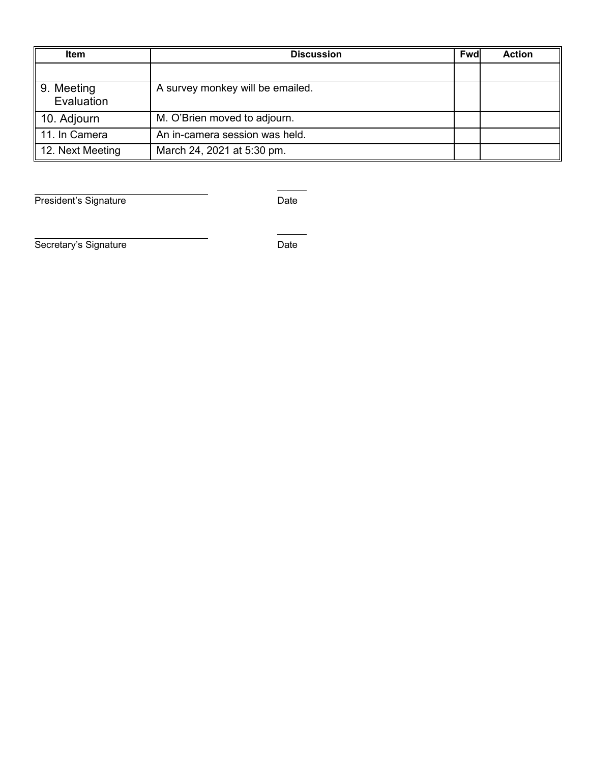| Item | Discussion | Fwd | Action |
|---|---|---|---|
| | | | |
| 9. Meeting Evaluation | A survey monkey will be emailed. | | |
| 10. Adjourn | M. O'Brien moved to adjourn. | | |
| 11. In Camera | An in-camera session was held. | | |
| 12. Next Meeting | March 24, 2021 at 5:30 pm. | | |

President's Signature ________________ Date ______

Secretary's Signature ________________ Date ______